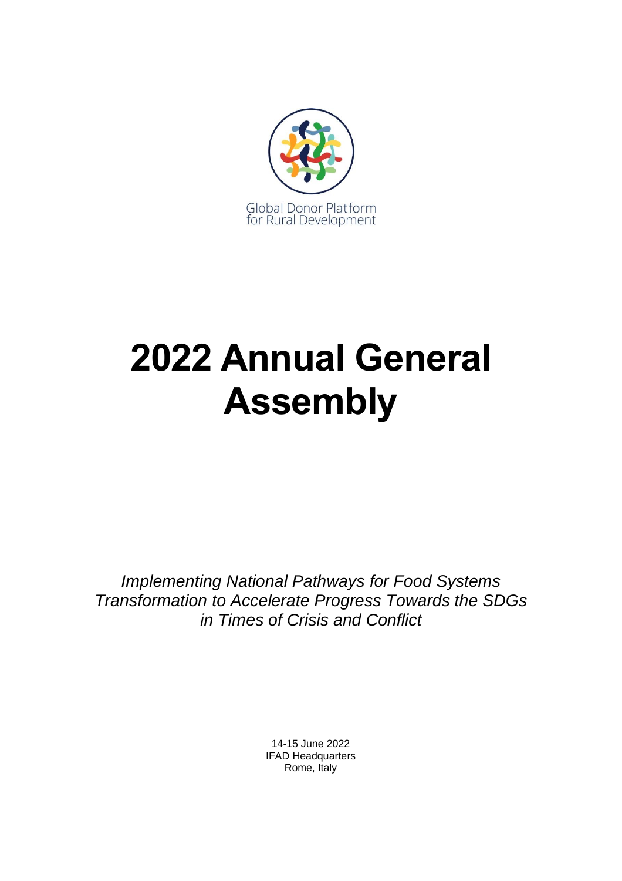Global Donor Platform for Rural Development

# 2022 Annual General Assembly

*Implementing National Pathways for Food Systems Transformation to Accelerate Progress Towards the SDGs in Times of Crisis and Conflict*

14-15 June 2022
IFAD Headquarters
Rome, Italy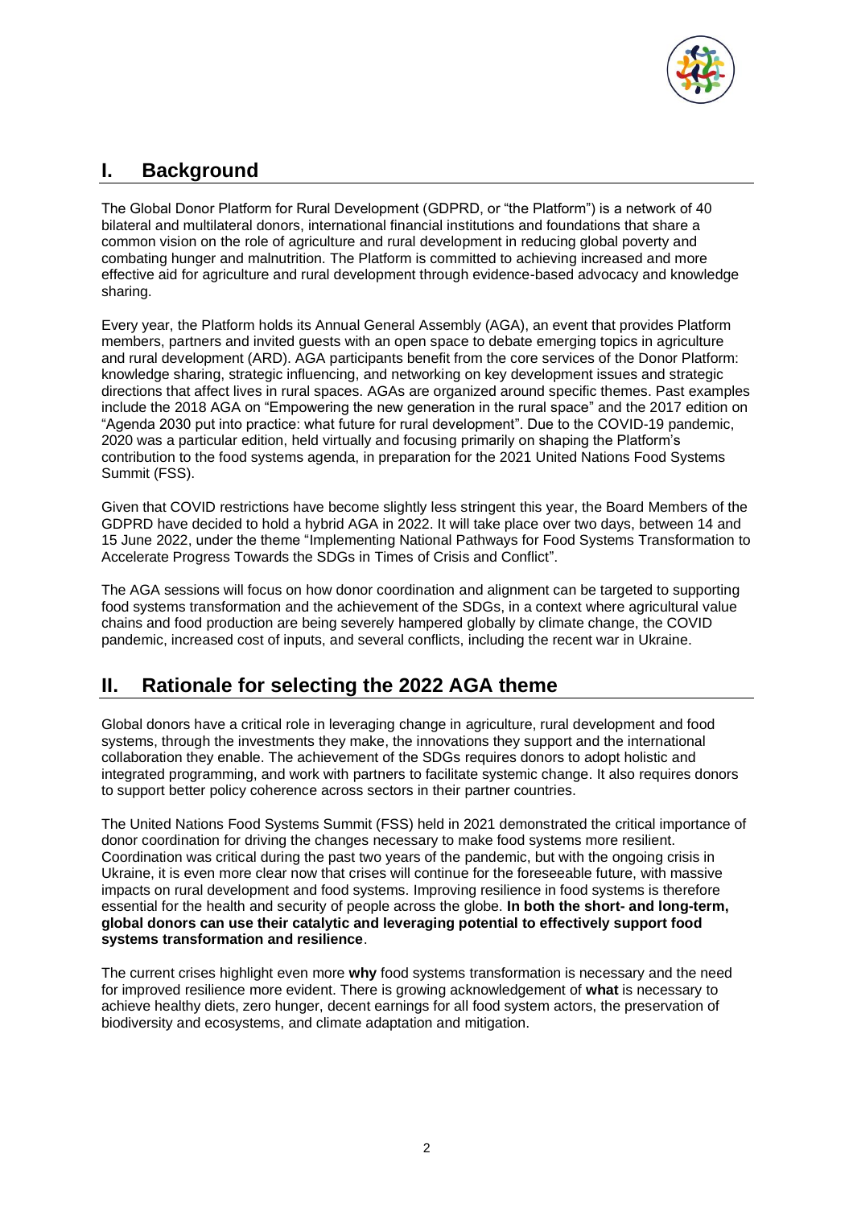## I. Background

The Global Donor Platform for Rural Development (GDPRD, or "the Platform") is a network of 40 bilateral and multilateral donors, international financial institutions and foundations that share a common vision on the role of agriculture and rural development in reducing global poverty and combating hunger and malnutrition. The Platform is committed to achieving increased and more effective aid for agriculture and rural development through evidence-based advocacy and knowledge sharing.

Every year, the Platform holds its Annual General Assembly (AGA), an event that provides Platform members, partners and invited guests with an open space to debate emerging topics in agriculture and rural development (ARD). AGA participants benefit from the core services of the Donor Platform: knowledge sharing, strategic influencing, and networking on key development issues and strategic directions that affect lives in rural spaces. AGAs are organized around specific themes. Past examples include the 2018 AGA on "Empowering the new generation in the rural space" and the 2017 edition on "Agenda 2030 put into practice: what future for rural development". Due to the COVID-19 pandemic, 2020 was a particular edition, held virtually and focusing primarily on shaping the Platform's contribution to the food systems agenda, in preparation for the 2021 United Nations Food Systems Summit (FSS).

Given that COVID restrictions have become slightly less stringent this year, the Board Members of the GDPRD have decided to hold a hybrid AGA in 2022. It will take place over two days, between 14 and 15 June 2022, under the theme "Implementing National Pathways for Food Systems Transformation to Accelerate Progress Towards the SDGs in Times of Crisis and Conflict".

The AGA sessions will focus on how donor coordination and alignment can be targeted to supporting food systems transformation and the achievement of the SDGs, in a context where agricultural value chains and food production are being severely hampered globally by climate change, the COVID pandemic, increased cost of inputs, and several conflicts, including the recent war in Ukraine.

## II. Rationale for selecting the 2022 AGA theme

Global donors have a critical role in leveraging change in agriculture, rural development and food systems, through the investments they make, the innovations they support and the international collaboration they enable. The achievement of the SDGs requires donors to adopt holistic and integrated programming, and work with partners to facilitate systemic change. It also requires donors to support better policy coherence across sectors in their partner countries.

The United Nations Food Systems Summit (FSS) held in 2021 demonstrated the critical importance of donor coordination for driving the changes necessary to make food systems more resilient. Coordination was critical during the past two years of the pandemic, but with the ongoing crisis in Ukraine, it is even more clear now that crises will continue for the foreseeable future, with massive impacts on rural development and food systems. Improving resilience in food systems is therefore essential for the health and security of people across the globe. **In both the short- and long-term, global donors can use their catalytic and leveraging potential to effectively support food systems transformation and resilience**.

The current crises highlight even more **why** food systems transformation is necessary and the need for improved resilience more evident. There is growing acknowledgement of **what** is necessary to achieve healthy diets, zero hunger, decent earnings for all food system actors, the preservation of biodiversity and ecosystems, and climate adaptation and mitigation.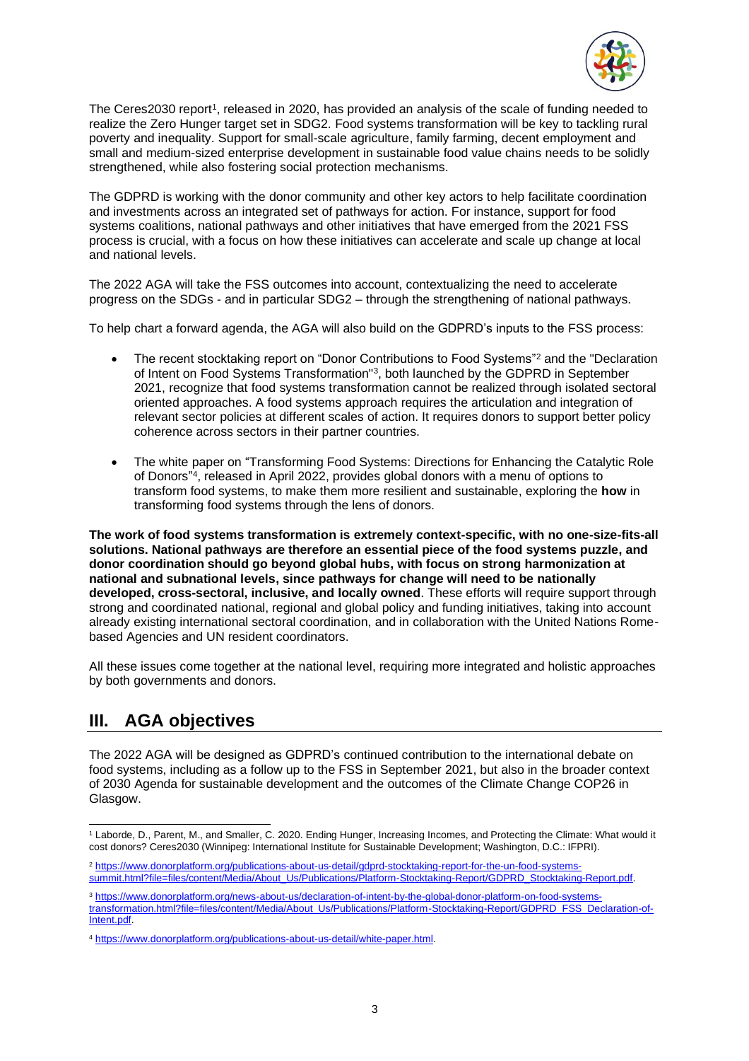The Ceres2030 report[1], released in 2020, has provided an analysis of the scale of funding needed to realize the Zero Hunger target set in SDG2. Food systems transformation will be key to tackling rural poverty and inequality. Support for small-scale agriculture, family farming, decent employment and small and medium-sized enterprise development in sustainable food value chains needs to be solidly strengthened, while also fostering social protection mechanisms.

The GDPRD is working with the donor community and other key actors to help facilitate coordination and investments across an integrated set of pathways for action. For instance, support for food systems coalitions, national pathways and other initiatives that have emerged from the 2021 FSS process is crucial, with a focus on how these initiatives can accelerate and scale up change at local and national levels.

The 2022 AGA will take the FSS outcomes into account, contextualizing the need to accelerate progress on the SDGs - and in particular SDG2 – through the strengthening of national pathways.

To help chart a forward agenda, the AGA will also build on the GDPRD's inputs to the FSS process:

- The recent stocktaking report on "Donor Contributions to Food Systems"[2] and the "Declaration of Intent on Food Systems Transformation"[3], both launched by the GDPRD in September 2021, recognize that food systems transformation cannot be realized through isolated sectoral oriented approaches. A food systems approach requires the articulation and integration of relevant sector policies at different scales of action. It requires donors to support better policy coherence across sectors in their partner countries.

- The white paper on "Transforming Food Systems: Directions for Enhancing the Catalytic Role of Donors"[4], released in April 2022, provides global donors with a menu of options to transform food systems, to make them more resilient and sustainable, exploring the **how** in transforming food systems through the lens of donors.

**The work of food systems transformation is extremely context-specific, with no one-size-fits-all solutions. National pathways are therefore an essential piece of the food systems puzzle, and donor coordination should go beyond global hubs, with focus on strong harmonization at national and subnational levels, since pathways for change will need to be nationally developed, cross-sectoral, inclusive, and locally owned**. These efforts will require support through strong and coordinated national, regional and global policy and funding initiatives, taking into account already existing international sectoral coordination, and in collaboration with the United Nations Rome-based Agencies and UN resident coordinators.

All these issues come together at the national level, requiring more integrated and holistic approaches by both governments and donors.

## III. AGA objectives

The 2022 AGA will be designed as GDPRD's continued contribution to the international debate on food systems, including as a follow up to the FSS in September 2021, but also in the broader context of 2030 Agenda for sustainable development and the outcomes of the Climate Change COP26 in Glasgow.

---

[1] Laborde, D., Parent, M., and Smaller, C. 2020. Ending Hunger, Increasing Incomes, and Protecting the Climate: What would it cost donors? Ceres2030 (Winnipeg: International Institute for Sustainable Development; Washington, D.C.: IFPRI).

[2] https://www.donorplatform.org/publications-about-us-detail/gdprd-stocktaking-report-for-the-un-food-systems-summit.html?file=files/content/Media/About_Us/Publications/Platform-Stocktaking-Report/GDPRD_Stocktaking-Report.pdf.

[3] https://www.donorplatform.org/news-about-us/declaration-of-intent-by-the-global-donor-platform-on-food-systems-transformation.html?file=files/content/Media/About_Us/Publications/Platform-Stocktaking-Report/GDPRD_FSS_Declaration-of-Intent.pdf.

[4] https://www.donorplatform.org/publications-about-us-detail/white-paper.html.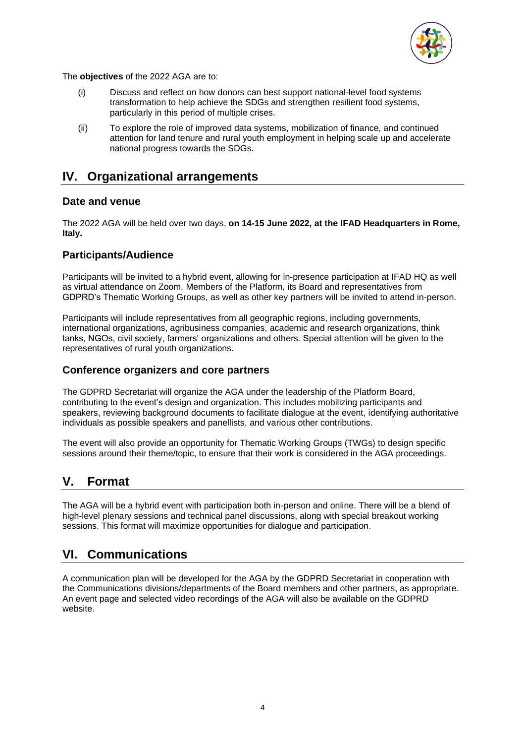The **objectives** of the 2022 AGA are to:

(i) Discuss and reflect on how donors can best support national-level food systems transformation to help achieve the SDGs and strengthen resilient food systems, particularly in this period of multiple crises.

(ii) To explore the role of improved data systems, mobilization of finance, and continued attention for land tenure and rural youth employment in helping scale up and accelerate national progress towards the SDGs.

## IV. Organizational arrangements

### Date and venue

The 2022 AGA will be held over two days, **on 14-15 June 2022, at the IFAD Headquarters in Rome, Italy.**

### Participants/Audience

Participants will be invited to a hybrid event, allowing for in-presence participation at IFAD HQ as well as virtual attendance on Zoom. Members of the Platform, its Board and representatives from GDPRD's Thematic Working Groups, as well as other key partners will be invited to attend in-person.

Participants will include representatives from all geographic regions, including governments, international organizations, agribusiness companies, academic and research organizations, think tanks, NGOs, civil society, farmers' organizations and others. Special attention will be given to the representatives of rural youth organizations.

### Conference organizers and core partners

The GDPRD Secretariat will organize the AGA under the leadership of the Platform Board, contributing to the event's design and organization. This includes mobilizing participants and speakers, reviewing background documents to facilitate dialogue at the event, identifying authoritative individuals as possible speakers and panellists, and various other contributions.

The event will also provide an opportunity for Thematic Working Groups (TWGs) to design specific sessions around their theme/topic, to ensure that their work is considered in the AGA proceedings.

## V. Format

The AGA will be a hybrid event with participation both in-person and online. There will be a blend of high-level plenary sessions and technical panel discussions, along with special breakout working sessions. This format will maximize opportunities for dialogue and participation.

## VI. Communications

A communication plan will be developed for the AGA by the GDPRD Secretariat in cooperation with the Communications divisions/departments of the Board members and other partners, as appropriate. An event page and selected video recordings of the AGA will also be available on the GDPRD website.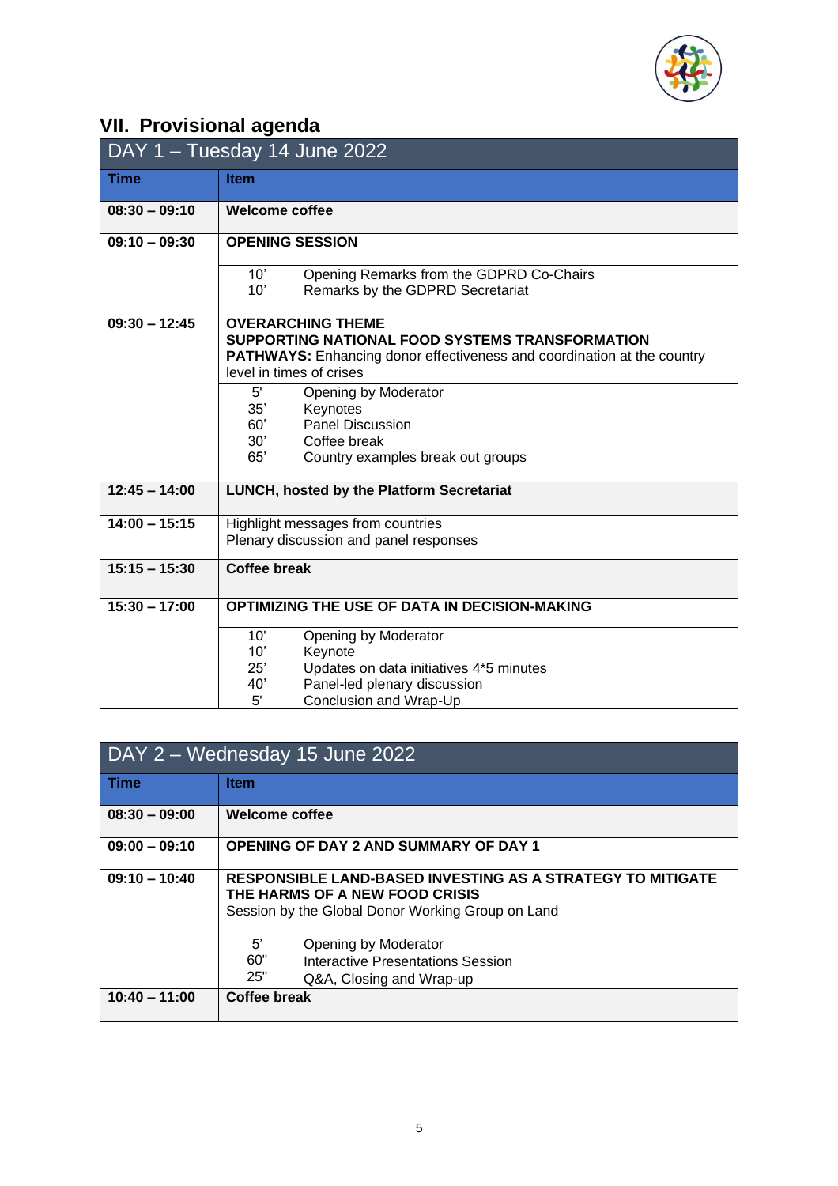## VII. Provisional agenda

| DAY 1 – Tuesday 14 June 2022 | | |
|---|---|---|
| **Time** | **Item** | |
| **08:30 – 09:10** | **Welcome coffee** | |
| **09:10 – 09:30** | **OPENING SESSION** | |
| | 10'<br>10' | Opening Remarks from the GDPRD Co-Chairs<br>Remarks by the GDPRD Secretariat |
| **09:30 – 12:45** | **OVERARCHING THEME**<br>**SUPPORTING NATIONAL FOOD SYSTEMS TRANSFORMATION PATHWAYS:** Enhancing donor effectiveness and coordination at the country level in times of crises | |
| | 5'<br>35'<br>60'<br>30'<br>65' | Opening by Moderator<br>Keynotes<br>Panel Discussion<br>Coffee break<br>Country examples break out groups |
| **12:45 – 14:00** | **LUNCH, hosted by the Platform Secretariat** | |
| **14:00 – 15:15** | Highlight messages from countries<br>Plenary discussion and panel responses | |
| **15:15 – 15:30** | **Coffee break** | |
| **15:30 – 17:00** | **OPTIMIZING THE USE OF DATA IN DECISION-MAKING** | |
| | 10'<br>10'<br>25'<br>40'<br>5' | Opening by Moderator<br>Keynote<br>Updates on data initiatives 4*5 minutes<br>Panel-led plenary discussion<br>Conclusion and Wrap-Up |

| DAY 2 – Wednesday 15 June 2022 | | |
|---|---|---|
| **Time** | **Item** | |
| **08:30 – 09:00** | **Welcome coffee** | |
| **09:00 – 09:10** | **OPENING OF DAY 2 AND SUMMARY OF DAY 1** | |
| **09:10 – 10:40** | **RESPONSIBLE LAND-BASED INVESTING AS A STRATEGY TO MITIGATE THE HARMS OF A NEW FOOD CRISIS**<br>Session by the Global Donor Working Group on Land | |
| | 5'<br>60"<br>25" | Opening by Moderator<br>Interactive Presentations Session<br>Q&A, Closing and Wrap-up |
| **10:40 – 11:00** | **Coffee break** | |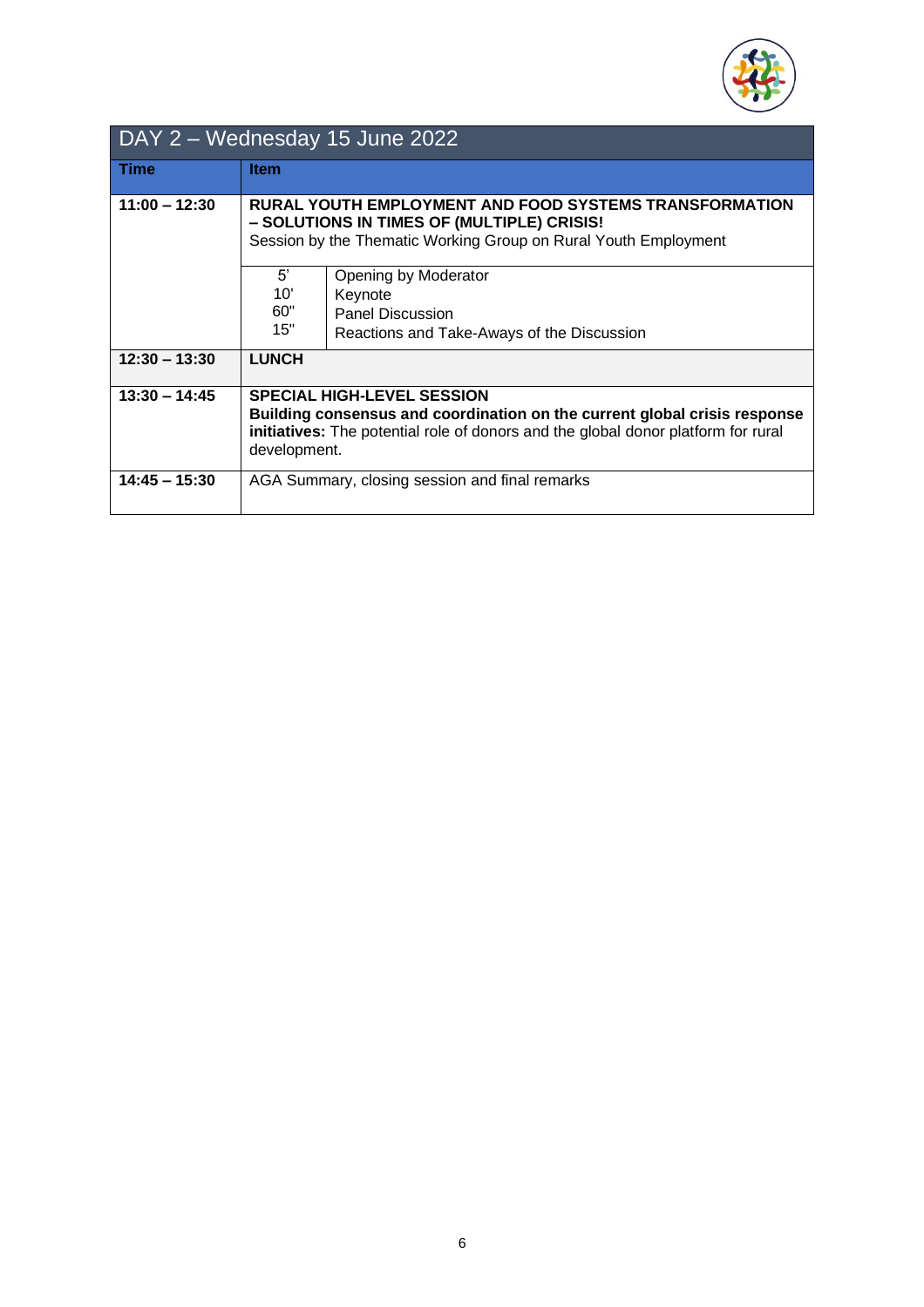| DAY 2 – Wednesday 15 June 2022 | | |
|---|---|---|
| **Time** | **Item** | |
| **11:00 – 12:30** | **RURAL YOUTH EMPLOYMENT AND FOOD SYSTEMS TRANSFORMATION – SOLUTIONS IN TIMES OF (MULTIPLE) CRISIS!**<br>Session by the Thematic Working Group on Rural Youth Employment | |
| | 5'<br>10'<br>60"<br>15" | Opening by Moderator<br>Keynote<br>Panel Discussion<br>Reactions and Take-Aways of the Discussion |
| **12:30 – 13:30** | **LUNCH** | |
| **13:30 – 14:45** | **SPECIAL HIGH-LEVEL SESSION**<br>**Building consensus and coordination on the current global crisis response initiatives:** The potential role of donors and the global donor platform for rural development. | |
| **14:45 – 15:30** | AGA Summary, closing session and final remarks | |